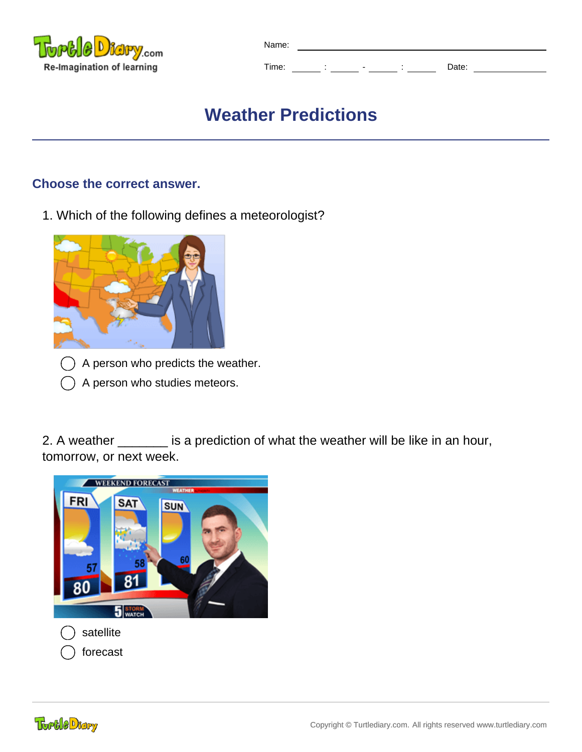Name: ______________________________

Time: ______ : ______ - ______ : ______ Date: ______________

# Weather Predictions

## Choose the correct answer.

1. Which of the following defines a meteorologist?

- ◯ A person who predicts the weather.
- ◯ A person who studies meteors.

2. A weather _______ is a prediction of what the weather will be like in an hour, tomorrow, or next week.

- ◯ satellite
- ◯ forecast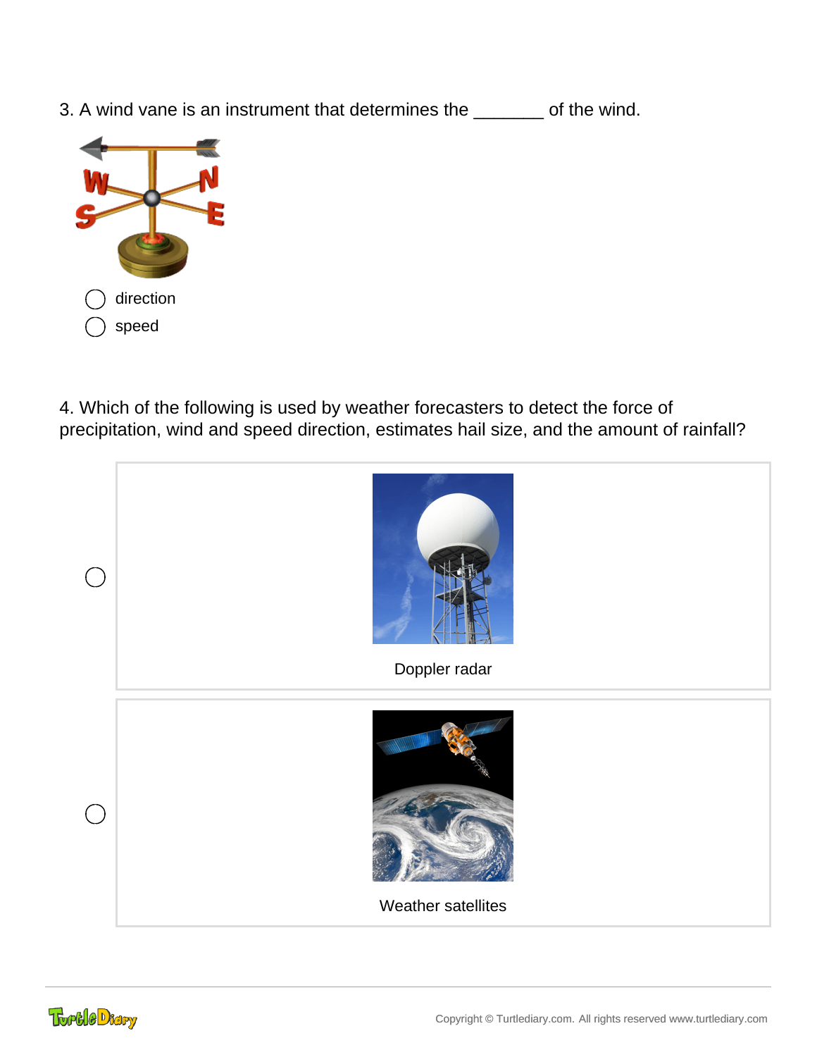3. A wind vane is an instrument that determines the _______ of the wind.

- ◯ direction
- ◯ speed

4. Which of the following is used by weather forecasters to detect the force of precipitation, wind and speed direction, estimates hail size, and the amount of rainfall?

- ◯ Doppler radar
- ◯ Weather satellites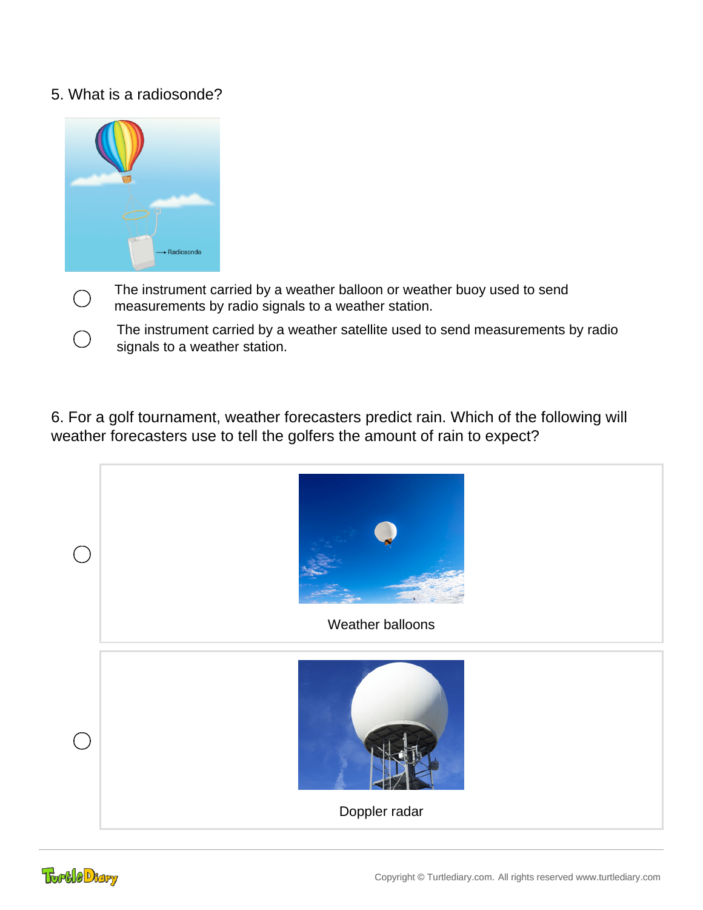5. What is a radiosonde?

- ◯ The instrument carried by a weather balloon or weather buoy used to send measurements by radio signals to a weather station.
- ◯ The instrument carried by a weather satellite used to send measurements by radio signals to a weather station.

6. For a golf tournament, weather forecasters predict rain. Which of the following will weather forecasters use to tell the golfers the amount of rain to expect?

- ◯ Weather balloons
- ◯ Doppler radar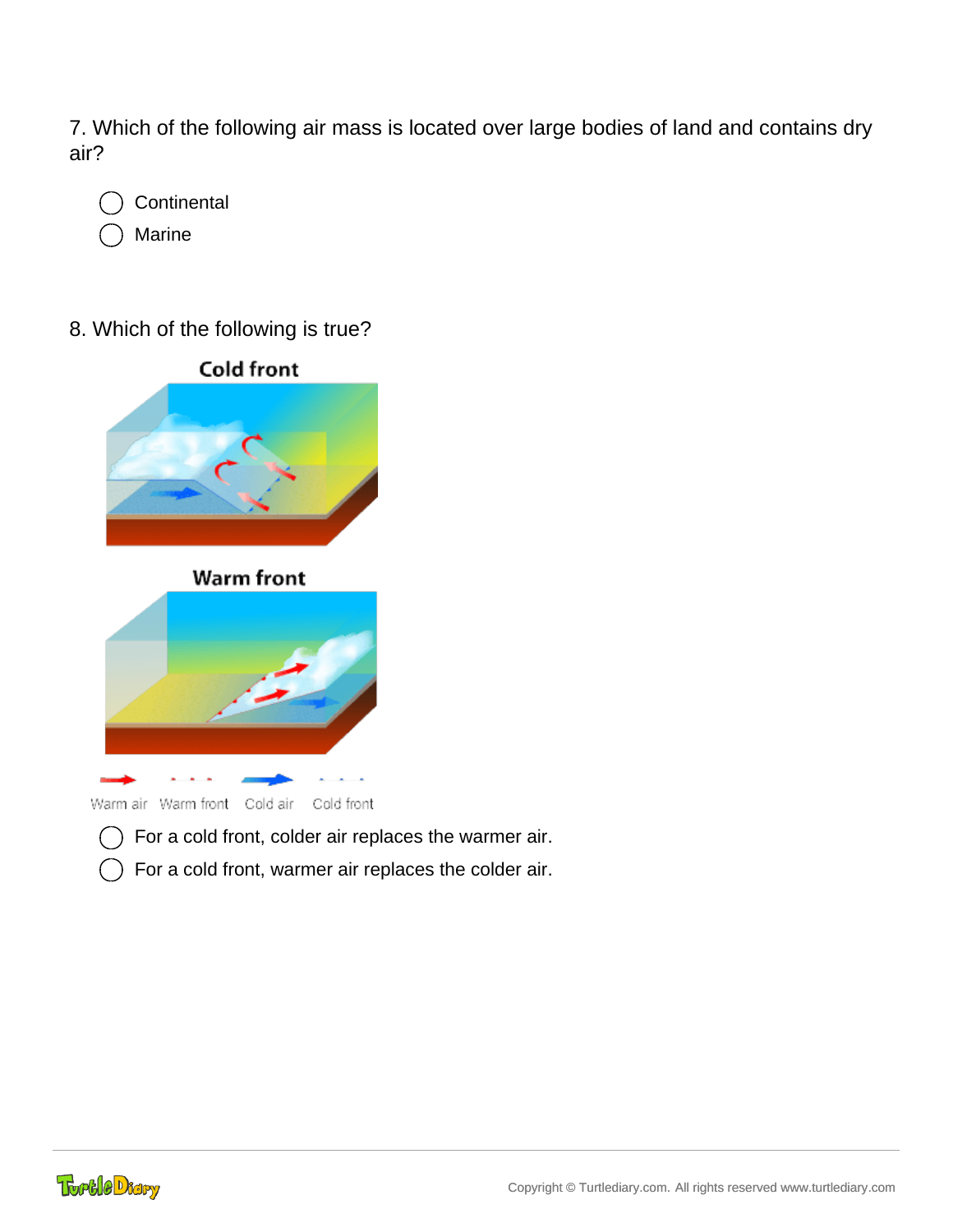7. Which of the following air mass is located over large bodies of land and contains dry air?

- ◯ Continental
- ◯ Marine

8. Which of the following is true?

Cold front

Warm front

Warm air   Warm front   Cold air   Cold front

- ◯ For a cold front, colder air replaces the warmer air.
- ◯ For a cold front, warmer air replaces the colder air.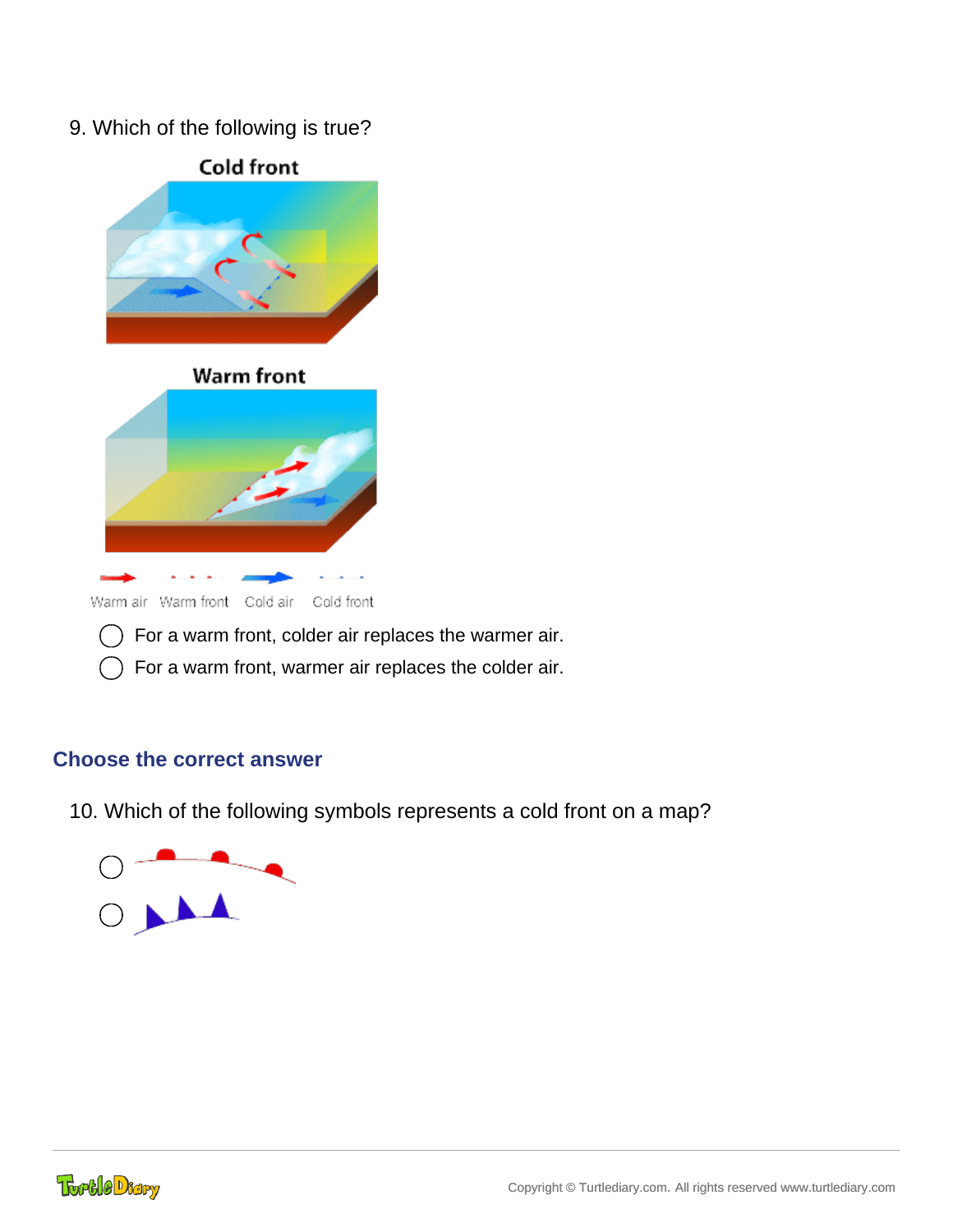9. Which of the following is true?

Cold front

Warm front

Warm air Warm front Cold air Cold front

- For a warm front, colder air replaces the warmer air.
- For a warm front, warmer air replaces the colder air.

## Choose the correct answer

10. Which of the following symbols represents a cold front on a map?

- ◯
- ◯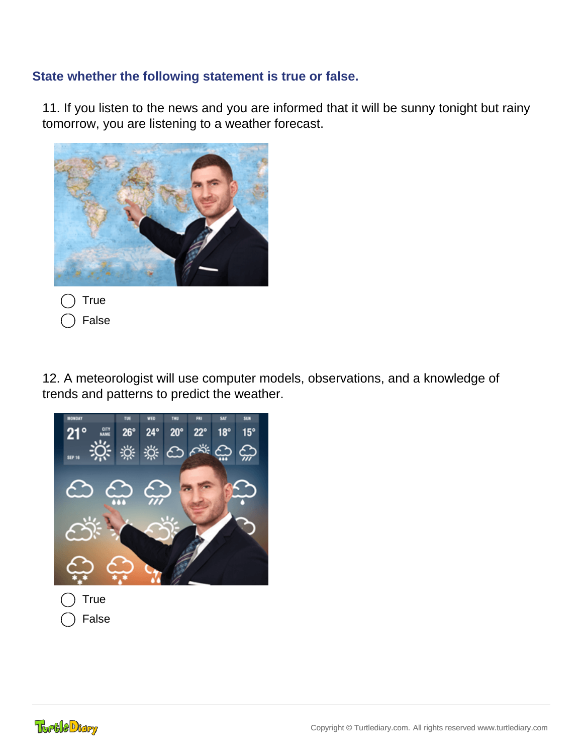### State whether the following statement is true or false.

11. If you listen to the news and you are informed that it will be sunny tonight but rainy tomorrow, you are listening to a weather forecast.

- ◯ True
- ◯ False

12. A meteorologist will use computer models, observations, and a knowledge of trends and patterns to predict the weather.

- ◯ True
- ◯ False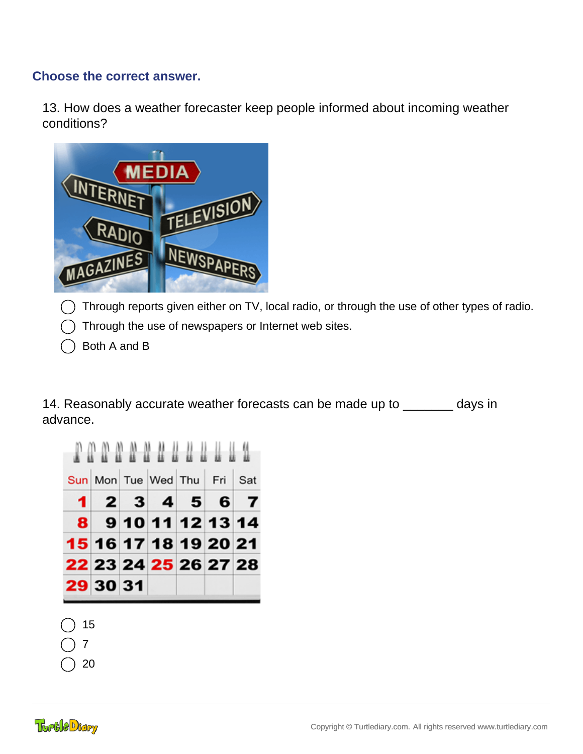## Choose the correct answer.

13. How does a weather forecaster keep people informed about incoming weather conditions?

- ◯ Through reports given either on TV, local radio, or through the use of other types of radio.
- ◯ Through the use of newspapers or Internet web sites.
- ◯ Both A and B

14. Reasonably accurate weather forecasts can be made up to _______ days in advance.

- ◯ 15
- ◯ 7
- ◯ 20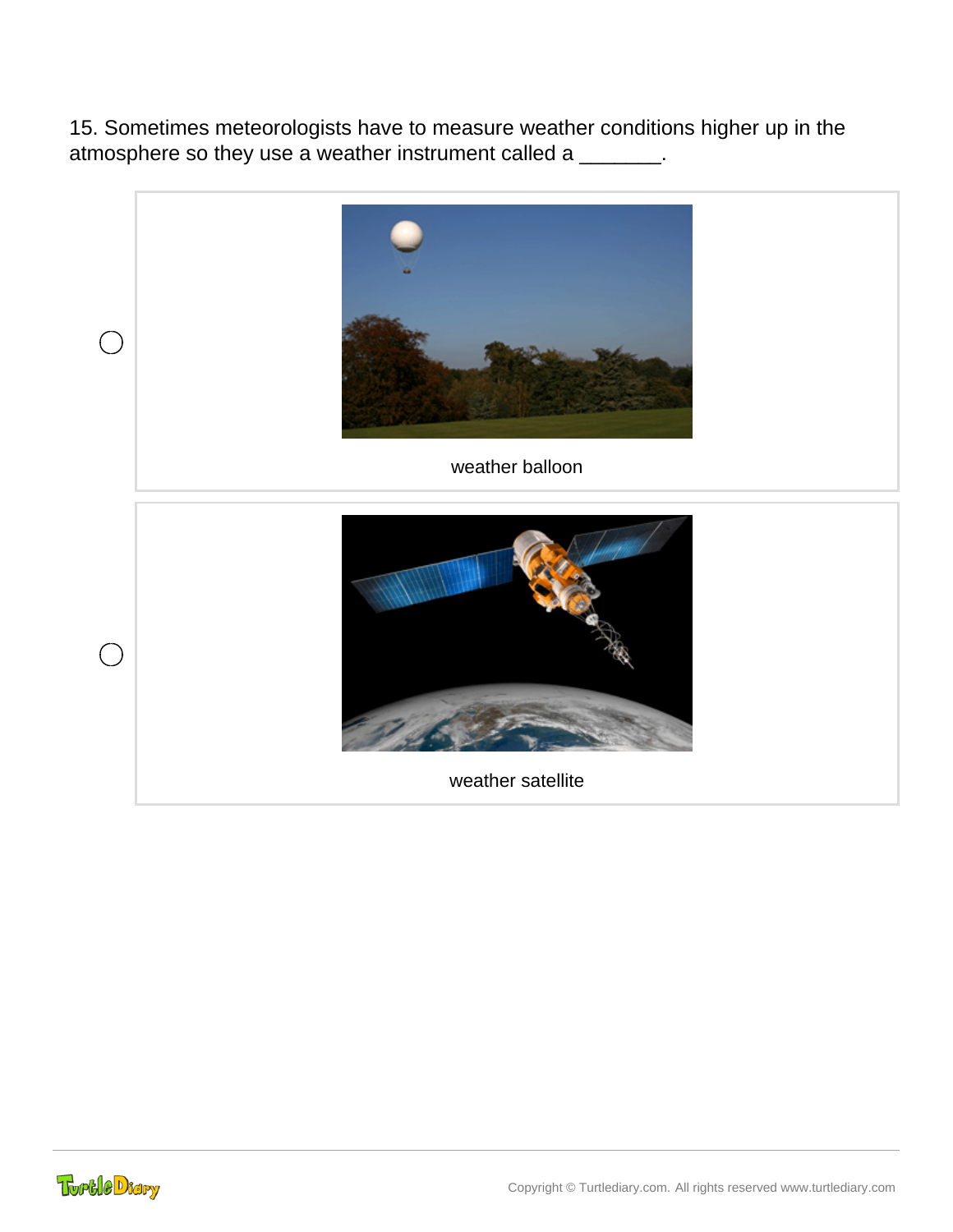15. Sometimes meteorologists have to measure weather conditions higher up in the atmosphere so they use a weather instrument called a _______.

- ◯ weather balloon
- ◯ weather satellite